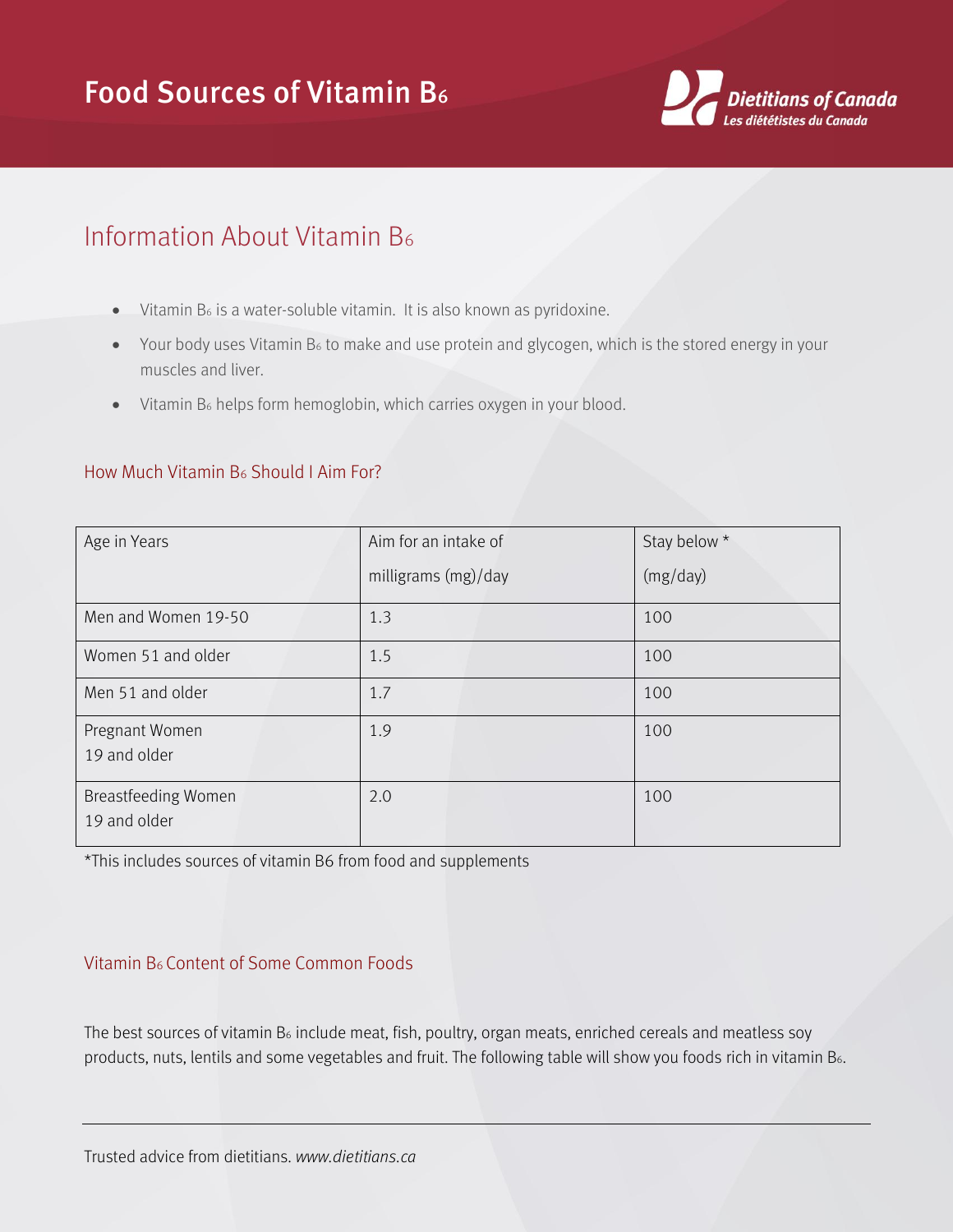# Food Sources of Vitamin $B_6$

## Information About Vitamin $B_6$

- Vitamin $B_6$ is a water-soluble vitamin. It is also known as pyridoxine.
- Your body uses Vitamin $B_6$ to make and use protein and glycogen, which is the stored energy in your muscles and liver.
- Vitamin $B_6$ helps form hemoglobin, which carries oxygen in your blood.

### How Much Vitamin $B_6$ Should I Aim For?

| Age in Years | Aim for an intake of milligrams (mg)/day | Stay below * (mg/day) |
|---|---|---|
| Men and Women 19-50 | 1.3 | 100 |
| Women 51 and older | 1.5 | 100 |
| Men 51 and older | 1.7 | 100 |
| Pregnant Women 19 and older | 1.9 | 100 |
| Breastfeeding Women 19 and older | 2.0 | 100 |

*This includes sources of vitamin B6 from food and supplements

### Vitamin $B_6$ Content of Some Common Foods

The best sources of vitamin $B_6$ include meat, fish, poultry, organ meats, enriched cereals and meatless soy products, nuts, lentils and some vegetables and fruit. The following table will show you foods rich in vitamin $B_6$.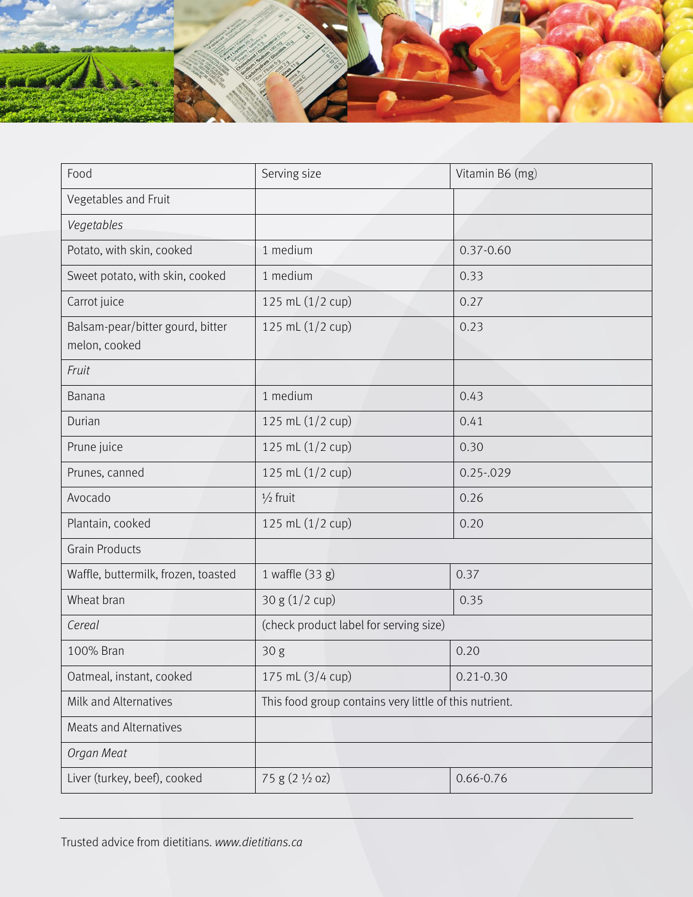| Food | Serving size | Vitamin B6 (mg) |
| --- | --- | --- |
| Vegetables and Fruit | | |
| *Vegetables* | | |
| Potato, with skin, cooked | 1 medium | 0.37-0.60 |
| Sweet potato, with skin, cooked | 1 medium | 0.33 |
| Carrot juice | 125 mL (1/2 cup) | 0.27 |
| Balsam-pear/bitter gourd, bitter melon, cooked | 125 mL (1/2 cup) | 0.23 |
| *Fruit* | | |
| Banana | 1 medium | 0.43 |
| Durian | 125 mL (1/2 cup) | 0.41 |
| Prune juice | 125 mL (1/2 cup) | 0.30 |
| Prunes, canned | 125 mL (1/2 cup) | 0.25-.029 |
| Avocado | ½ fruit | 0.26 |
| Plantain, cooked | 125 mL (1/2 cup) | 0.20 |
| Grain Products | | |
| Waffle, buttermilk, frozen, toasted | 1 waffle (33 g) | 0.37 |
| Wheat bran | 30 g (1/2 cup) | 0.35 |
| *Cereal* | (check product label for serving size) | |
| 100% Bran | 30 g | 0.20 |
| Oatmeal, instant, cooked | 175 mL (3/4 cup) | 0.21-0.30 |
| Milk and Alternatives | This food group contains very little of this nutrient. | |
| Meats and Alternatives | | |
| *Organ Meat* | | |
| Liver (turkey, beef), cooked | 75 g (2 ½ oz) | 0.66-0.76 |

Trusted advice from dietitians. *www.dietitians.ca*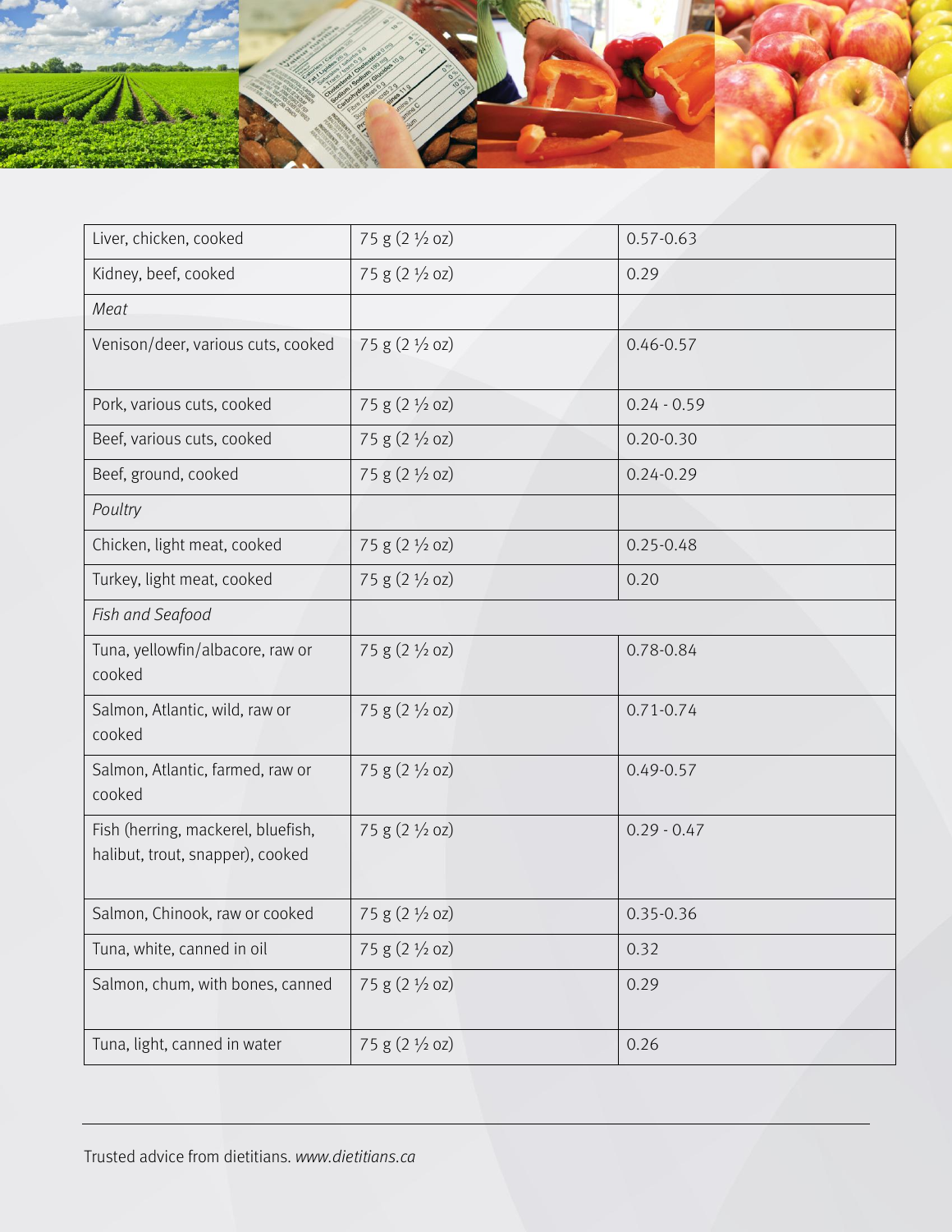| Liver, chicken, cooked | 75 g (2 ½ oz) | 0.57-0.63 |
|---|---|---|
| Kidney, beef, cooked | 75 g (2 ½ oz) | 0.29 |
| *Meat* | | |
| Venison/deer, various cuts, cooked | 75 g (2 ½ oz) | 0.46-0.57 |
| Pork, various cuts, cooked | 75 g (2 ½ oz) | 0.24 - 0.59 |
| Beef, various cuts, cooked | 75 g (2 ½ oz) | 0.20-0.30 |
| Beef, ground, cooked | 75 g (2 ½ oz) | 0.24-0.29 |
| *Poultry* | | |
| Chicken, light meat, cooked | 75 g (2 ½ oz) | 0.25-0.48 |
| Turkey, light meat, cooked | 75 g (2 ½ oz) | 0.20 |
| *Fish and Seafood* | | |
| Tuna, yellowfin/albacore, raw or cooked | 75 g (2 ½ oz) | 0.78-0.84 |
| Salmon, Atlantic, wild, raw or cooked | 75 g (2 ½ oz) | 0.71-0.74 |
| Salmon, Atlantic, farmed, raw or cooked | 75 g (2 ½ oz) | 0.49-0.57 |
| Fish (herring, mackerel, bluefish, halibut, trout, snapper), cooked | 75 g (2 ½ oz) | 0.29 - 0.47 |
| Salmon, Chinook, raw or cooked | 75 g (2 ½ oz) | 0.35-0.36 |
| Tuna, white, canned in oil | 75 g (2 ½ oz) | 0.32 |
| Salmon, chum, with bones, canned | 75 g (2 ½ oz) | 0.29 |
| Tuna, light, canned in water | 75 g (2 ½ oz) | 0.26 |

Trusted advice from dietitians. *www.dietitians.ca*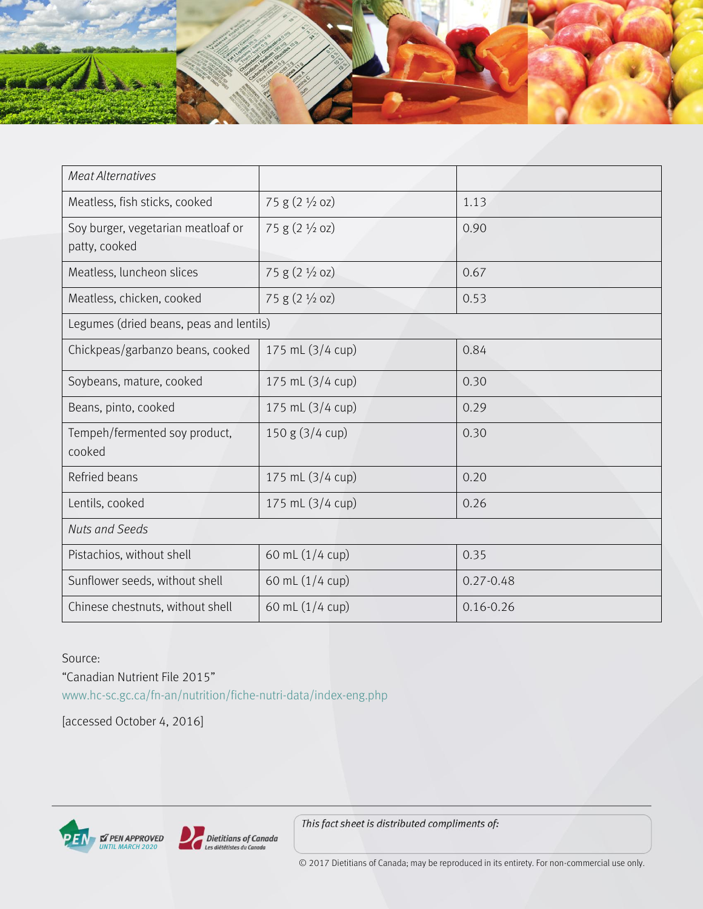| | | |
|---|---|---|
| *Meat Alternatives* | | |
| Meatless, fish sticks, cooked | 75 g (2 ½ oz) | 1.13 |
| Soy burger, vegetarian meatloaf or patty, cooked | 75 g (2 ½ oz) | 0.90 |
| Meatless, luncheon slices | 75 g (2 ½ oz) | 0.67 |
| Meatless, chicken, cooked | 75 g (2 ½ oz) | 0.53 |
| Legumes (dried beans, peas and lentils) | | |
| Chickpeas/garbanzo beans, cooked | 175 mL (3/4 cup) | 0.84 |
| Soybeans, mature, cooked | 175 mL (3/4 cup) | 0.30 |
| Beans, pinto, cooked | 175 mL (3/4 cup) | 0.29 |
| Tempeh/fermented soy product, cooked | 150 g (3/4 cup) | 0.30 |
| Refried beans | 175 mL (3/4 cup) | 0.20 |
| Lentils, cooked | 175 mL (3/4 cup) | 0.26 |
| *Nuts and Seeds* | | |
| Pistachios, without shell | 60 mL (1/4 cup) | 0.35 |
| Sunflower seeds, without shell | 60 mL (1/4 cup) | 0.27-0.48 |
| Chinese chestnuts, without shell | 60 mL (1/4 cup) | 0.16-0.26 |

Source:
"Canadian Nutrient File 2015"
www.hc-sc.gc.ca/fn-an/nutrition/fiche-nutri-data/index-eng.php

[accessed October 4, 2016]

PEN APPROVED UNTIL MARCH 2020

Dietitians of Canada / Les diététistes du Canada

*This fact sheet is distributed compliments of:*

© 2017 Dietitians of Canada; may be reproduced in its entirety. For non-commercial use only.